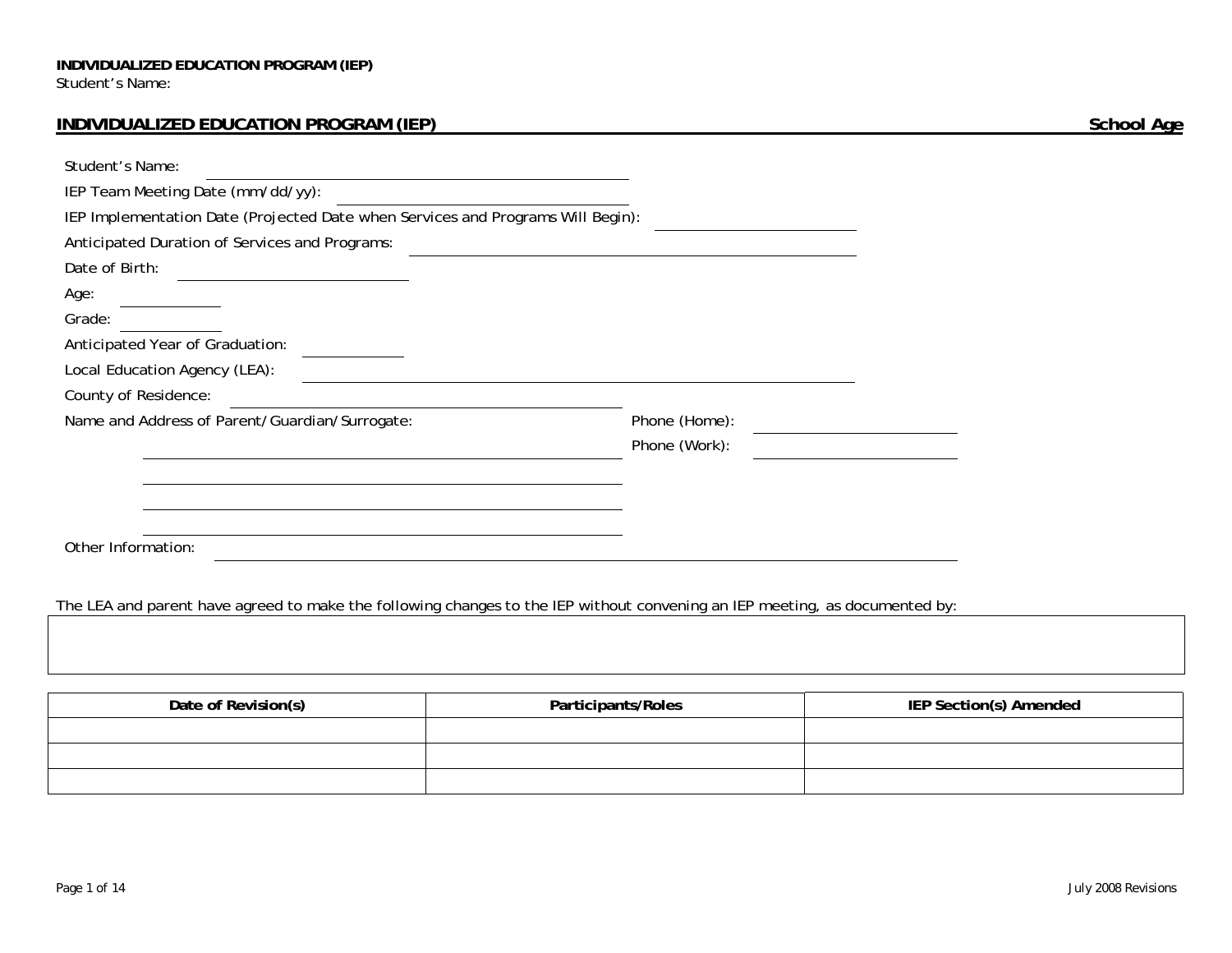**INDIVIDUALIZED EDUCATION PROGRAM (IEP)**
Student's Name:

## INDIVIDUALIZED EDUCATION PROGRAM (IEP) — School Age

Student's Name: ______________________

IEP Team Meeting Date (mm/dd/yy): ______________________

IEP Implementation Date (Projected Date when Services and Programs Will Begin): ______________________

Anticipated Duration of Services and Programs: ______________________

Date of Birth: ______________________

Age: __________

Grade: __________

Anticipated Year of Graduation: __________

Local Education Agency (LEA): ______________________

County of Residence: ______________________

Name and Address of Parent/Guardian/Surrogate: ______________________

______________________

______________________

______________________

Phone (Home): ______________________

Phone (Work): ______________________

Other Information: ______________________

The LEA and parent have agreed to make the following changes to the IEP without convening an IEP meeting, as documented by:

| |
|---|
| |

| Date of Revision(s) | Participants/Roles | IEP Section(s) Amended |
|---|---|---|
| | | |
| | | |
| | | |

July 2008 Revisions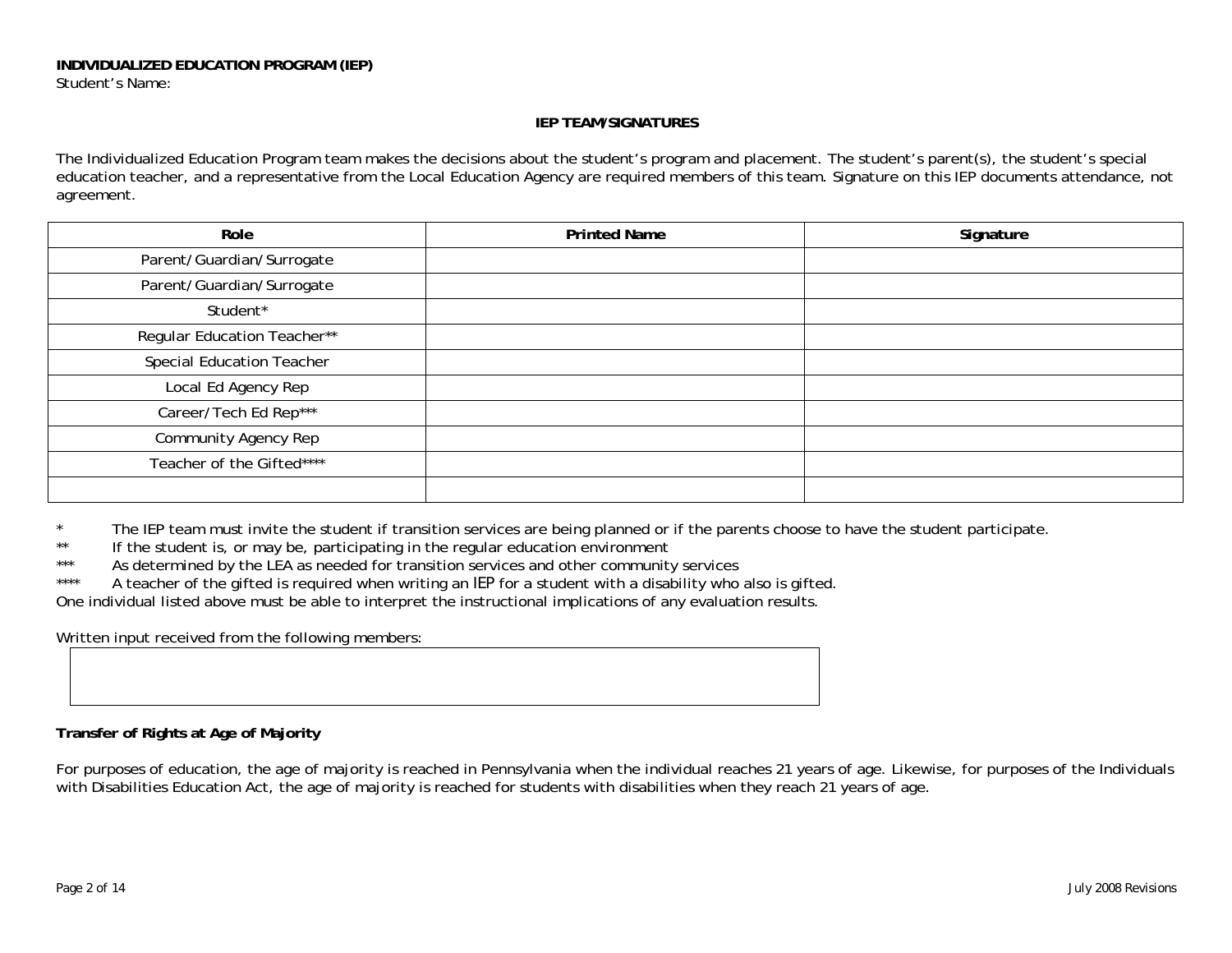**INDIVIDUALIZED EDUCATION PROGRAM (IEP)**

Student's Name:

## IEP TEAM/SIGNATURES

The Individualized Education Program team makes the decisions about the student's program and placement. The student's parent(s), the student's special education teacher, and a representative from the Local Education Agency are required members of this team. Signature on this IEP documents attendance, not agreement.

| Role | Printed Name | Signature |
|---|---|---|
| Parent/Guardian/Surrogate | | |
| Parent/Guardian/Surrogate | | |
| Student* | | |
| Regular Education Teacher** | | |
| Special Education Teacher | | |
| Local Ed Agency Rep | | |
| Career/Tech Ed Rep*** | | |
| Community Agency Rep | | |
| Teacher of the Gifted**** | | |
| | | |

\* The IEP team must invite the student if transition services are being planned or if the parents choose to have the student participate.

** If the student is, or may be, participating in the regular education environment

*** As determined by the LEA as needed for transition services and other community services

**** A teacher of the gifted is required when writing an IEP for a student with a disability who also is gifted.

One individual listed above must be able to interpret the instructional implications of any evaluation results.

Written input received from the following members:

| |
|---|
| |

**Transfer of Rights at Age of Majority**

For purposes of education, the age of majority is reached in Pennsylvania when the individual reaches 21 years of age. Likewise, for purposes of the Individuals with Disabilities Education Act, the age of majority is reached for students with disabilities when they reach 21 years of age.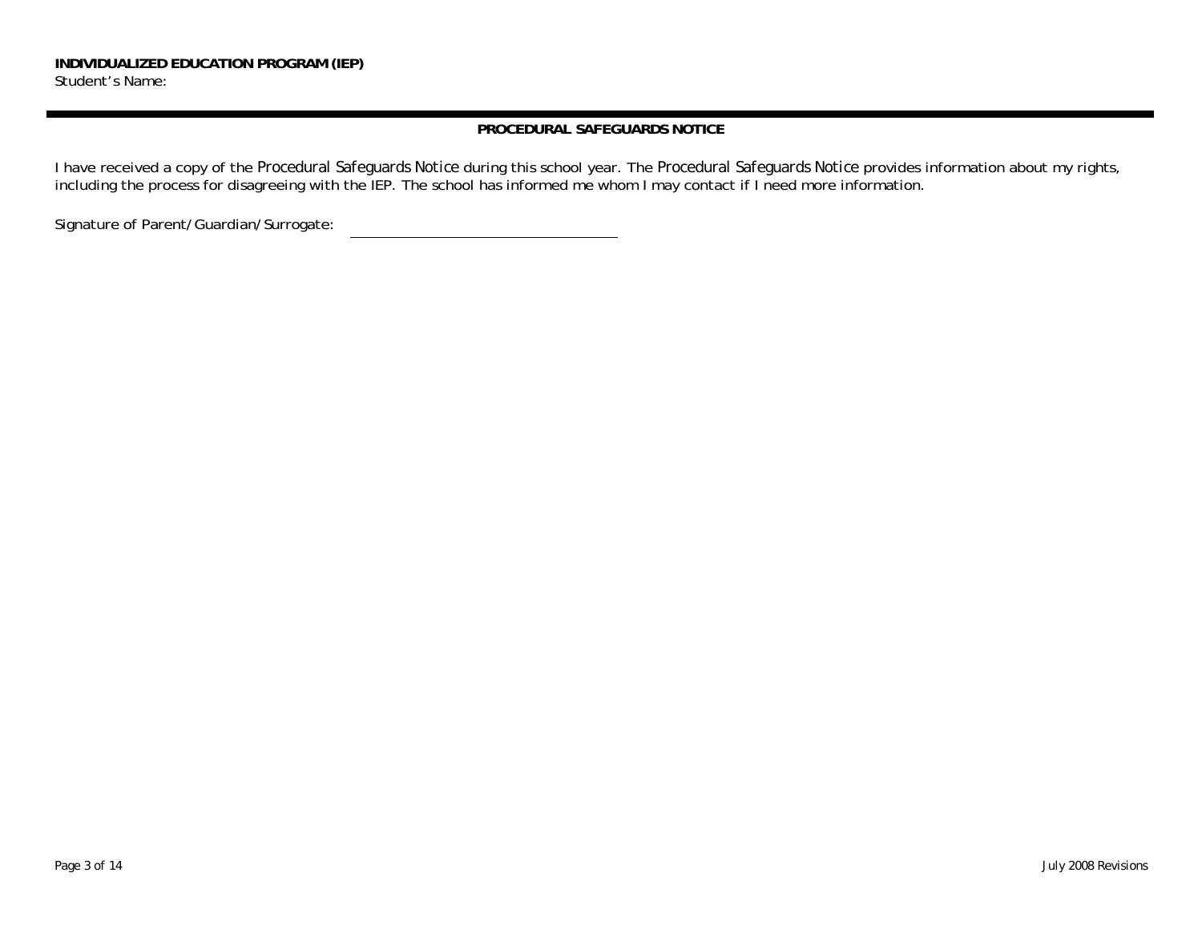**INDIVIDUALIZED EDUCATION PROGRAM (IEP)**

Student's Name:

## PROCEDURAL SAFEGUARDS NOTICE

I have received a copy of the *Procedural Safeguards Notice* during this school year. The *Procedural Safeguards Notice* provides information about my rights, including the process for disagreeing with the IEP. The school has informed me whom I may contact if I need more information.

Signature of Parent/Guardian/Surrogate: ______________________________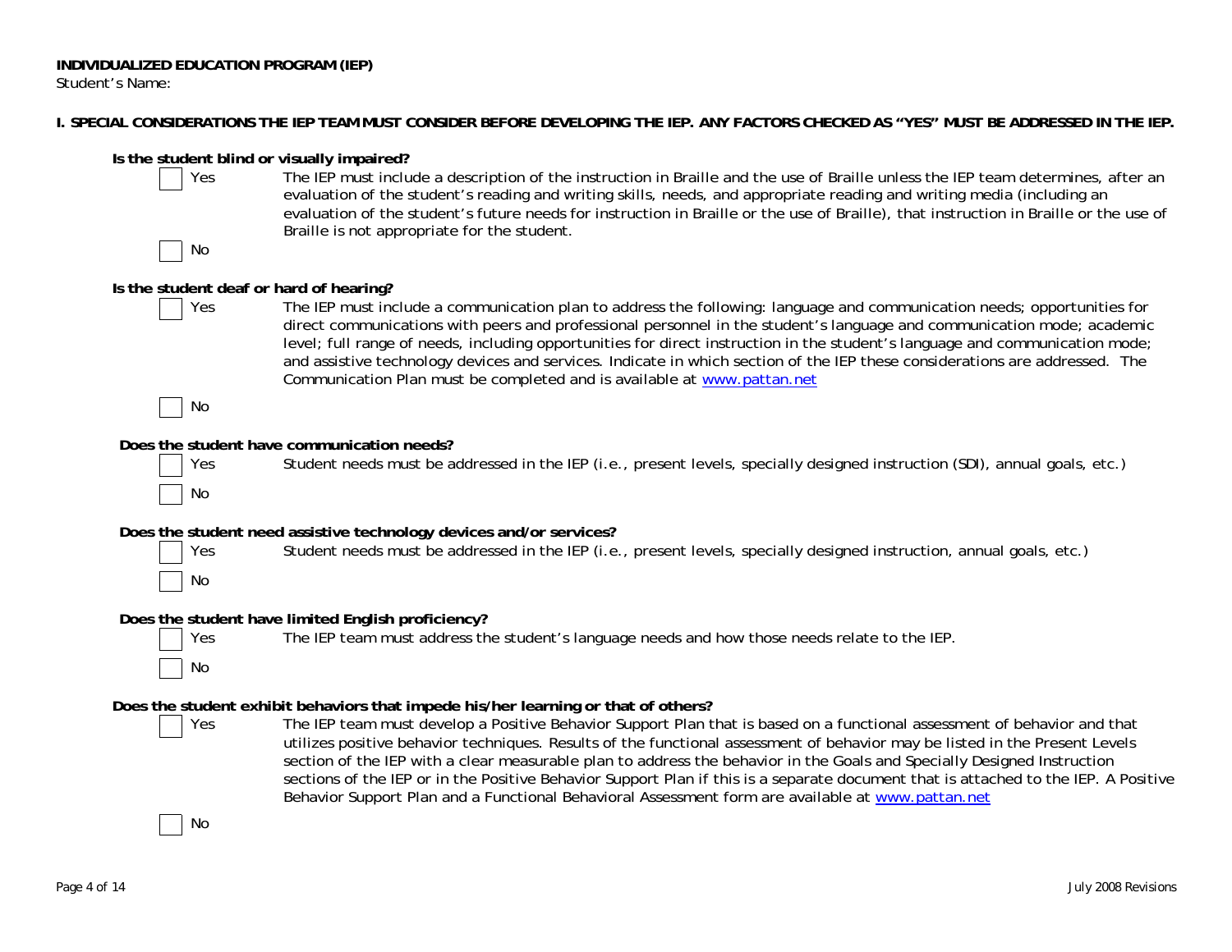**INDIVIDUALIZED EDUCATION PROGRAM (IEP)**

Student's Name:

**I. SPECIAL CONSIDERATIONS THE IEP TEAM MUST CONSIDER BEFORE DEVELOPING THE IEP. ANY FACTORS CHECKED AS "YES" MUST BE ADDRESSED IN THE IEP.**

**Is the student blind or visually impaired?**

☐ Yes — The IEP must include a description of the instruction in Braille and the use of Braille unless the IEP team determines, after an evaluation of the student's reading and writing skills, needs, and appropriate reading and writing media (including an evaluation of the student's future needs for instruction in Braille or the use of Braille), that instruction in Braille or the use of Braille is not appropriate for the student.

☐ No

**Is the student deaf or hard of hearing?**

☐ Yes — The IEP must include a communication plan to address the following: language and communication needs; opportunities for direct communications with peers and professional personnel in the student's language and communication mode; academic level; full range of needs, including opportunities for direct instruction in the student's language and communication mode; and assistive technology devices and services. Indicate in which section of the IEP these considerations are addressed. The Communication Plan must be completed and is available at www.pattan.net

☐ No

**Does the student have communication needs?**

☐ Yes — Student needs must be addressed in the IEP (i.e., present levels, specially designed instruction (SDI), annual goals, etc.)

☐ No

**Does the student need assistive technology devices and/or services?**

☐ Yes — Student needs must be addressed in the IEP (i.e., present levels, specially designed instruction, annual goals, etc.)

☐ No

**Does the student have limited English proficiency?**

☐ Yes — The IEP team must address the student's language needs and how those needs relate to the IEP.

☐ No

**Does the student exhibit behaviors that impede his/her learning or that of others?**

☐ Yes — The IEP team must develop a Positive Behavior Support Plan that is based on a functional assessment of behavior and that utilizes positive behavior techniques. Results of the functional assessment of behavior may be listed in the Present Levels section of the IEP with a clear measurable plan to address the behavior in the Goals and Specially Designed Instruction sections of the IEP or in the Positive Behavior Support Plan if this is a separate document that is attached to the IEP. A Positive Behavior Support Plan and a Functional Behavioral Assessment form are available at www.pattan.net

☐ No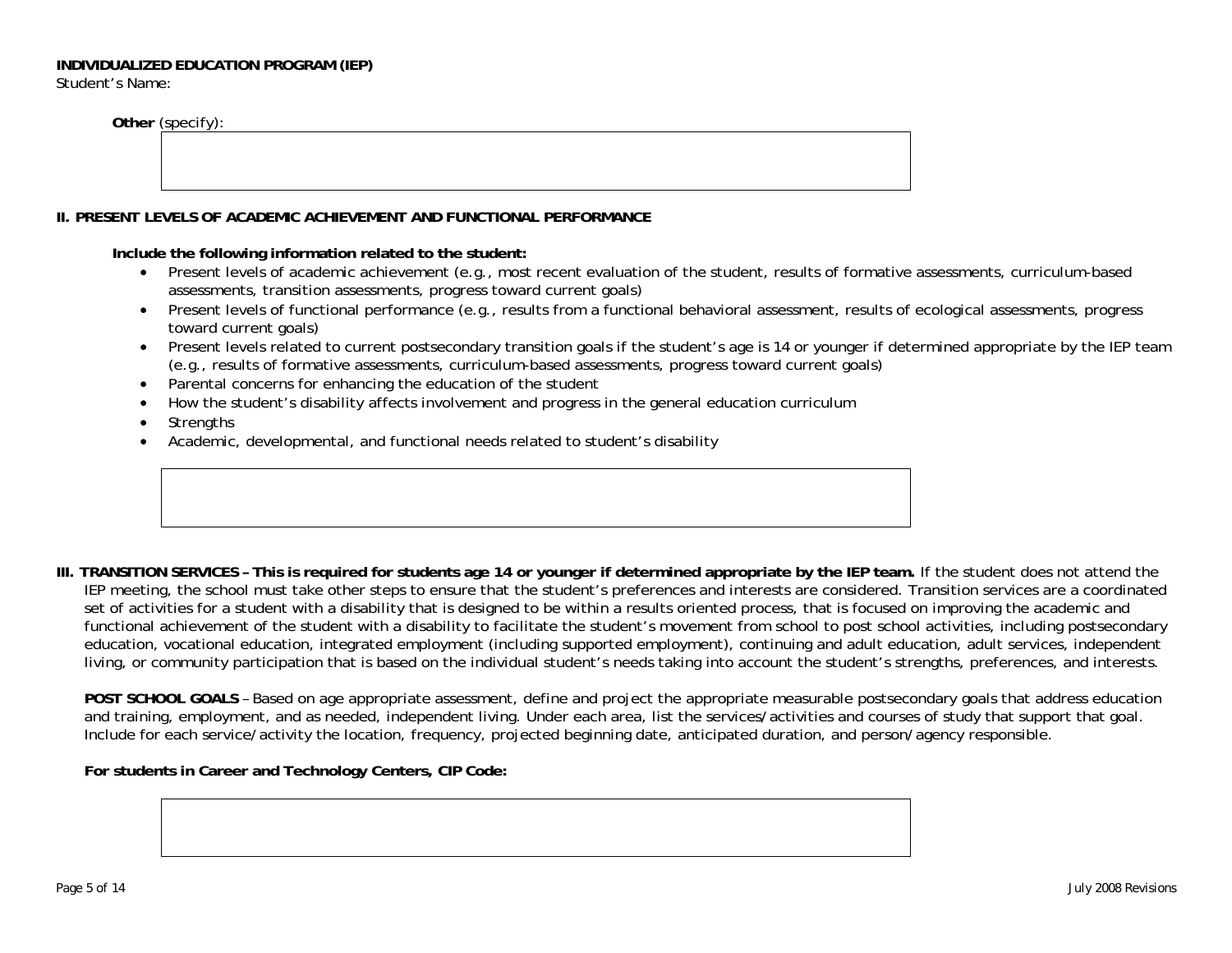**INDIVIDUALIZED EDUCATION PROGRAM (IEP)**

Student's Name:

**Other** (specify):

## II. PRESENT LEVELS OF ACADEMIC ACHIEVEMENT AND FUNCTIONAL PERFORMANCE

**Include the following information related to the student:**

- Present levels of academic achievement (e.g., most recent evaluation of the student, results of formative assessments, curriculum-based assessments, transition assessments, progress toward current goals)
- Present levels of functional performance (e.g., results from a functional behavioral assessment, results of ecological assessments, progress toward current goals)
- Present levels related to current postsecondary transition goals if the student's age is 14 or younger if determined appropriate by the IEP team (e.g., results of formative assessments, curriculum-based assessments, progress toward current goals)
- Parental concerns for enhancing the education of the student
- How the student's disability affects involvement and progress in the general education curriculum
- Strengths
- Academic, developmental, and functional needs related to student's disability

## III. TRANSITION SERVICES – This is required for students age 14 or younger if determined appropriate by the IEP team.

If the student does not attend the IEP meeting, the school must take other steps to ensure that the student's preferences and interests are considered. Transition services are a coordinated set of activities for a student with a disability that is designed to be within a results oriented process, that is focused on improving the academic and functional achievement of the student with a disability to facilitate the student's movement from school to post school activities, including postsecondary education, vocational education, integrated employment (including supported employment), continuing and adult education, adult services, independent living, or community participation that is based on the individual student's needs taking into account the student's strengths, preferences, and interests.

**POST SCHOOL GOALS** – Based on age appropriate assessment, define and project the appropriate measurable postsecondary goals that address education and training, employment, and as needed, independent living. Under each area, list the services/activities and courses of study that support that goal. Include for each service/activity the location, frequency, projected beginning date, anticipated duration, and person/agency responsible.

**For students in Career and Technology Centers, CIP Code:**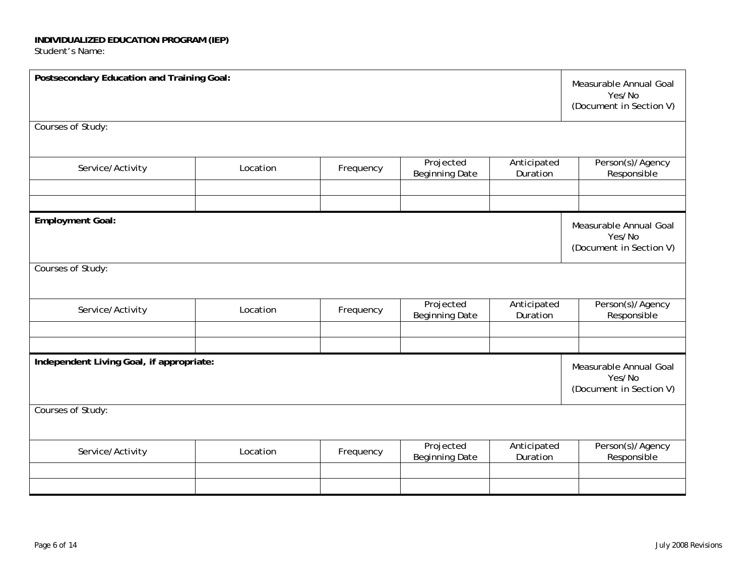**INDIVIDUALIZED EDUCATION PROGRAM (IEP)**

Student's Name:

| **Postsecondary Education and Training Goal:** | | | | | Measurable Annual Goal Yes/No (Document in Section V) |
|---|---|---|---|---|---|
| Courses of Study: | | | | | |
| Service/Activity | Location | Frequency | Projected Beginning Date | Anticipated Duration | Person(s)/Agency Responsible |
| | | | | | |
| | | | | | |

| **Employment Goal:** | | | | | Measurable Annual Goal Yes/No (Document in Section V) |
|---|---|---|---|---|---|
| Courses of Study: | | | | | |
| Service/Activity | Location | Frequency | Projected Beginning Date | Anticipated Duration | Person(s)/Agency Responsible |
| | | | | | |
| | | | | | |

| **Independent Living Goal, if appropriate:** | | | | | Measurable Annual Goal Yes/No (Document in Section V) |
|---|---|---|---|---|---|
| Courses of Study: | | | | | |
| Service/Activity | Location | Frequency | Projected Beginning Date | Anticipated Duration | Person(s)/Agency Responsible |
| | | | | | |
| | | | | | |

July 2008 Revisions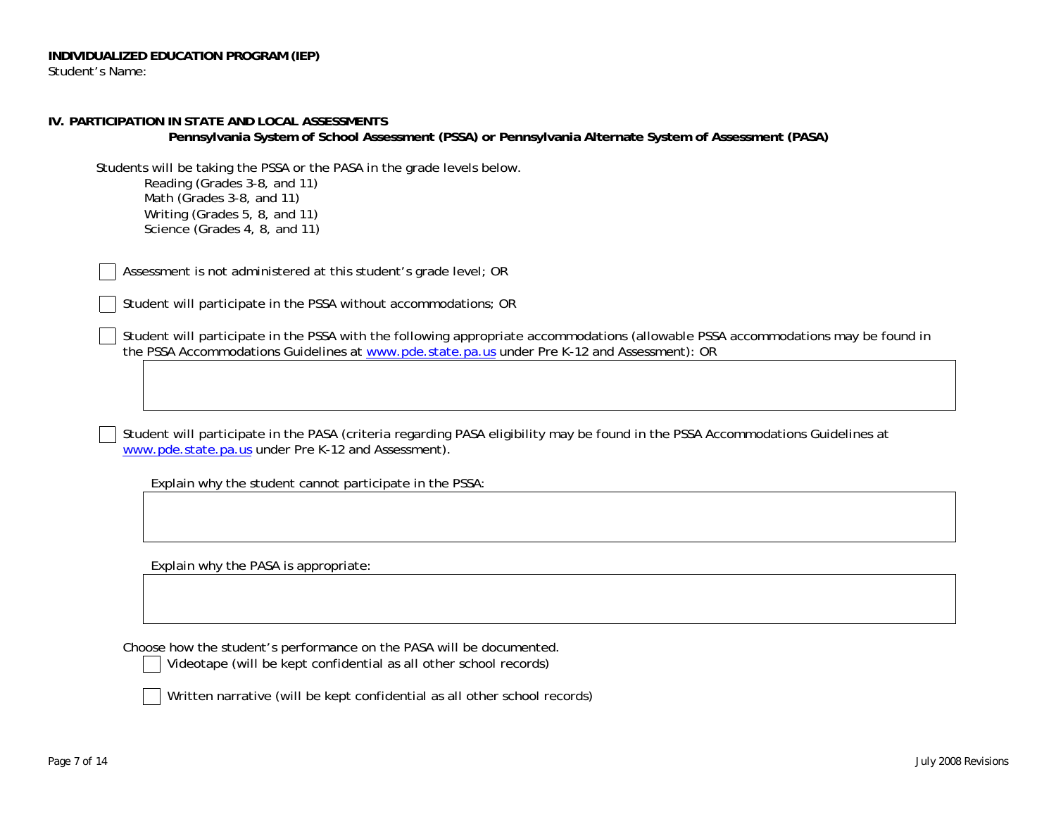**INDIVIDUALIZED EDUCATION PROGRAM (IEP)**

Student's Name:

## IV. PARTICIPATION IN STATE AND LOCAL ASSESSMENTS

### Pennsylvania System of School Assessment (PSSA) or Pennsylvania Alternate System of Assessment (PASA)

Students will be taking the PSSA or the PASA in the grade levels below.

- Reading (Grades 3-8, and 11)
- Math (Grades 3-8, and 11)
- Writing (Grades 5, 8, and 11)
- Science (Grades 4, 8, and 11)

☐ Assessment is not administered at this student's grade level; OR

☐ Student will participate in the PSSA without accommodations; OR

☐ Student will participate in the PSSA with the following appropriate accommodations (allowable PSSA accommodations may be found in the PSSA Accommodations Guidelines at www.pde.state.pa.us under Pre K-12 and Assessment): OR

| |
|---|
| |

☐ Student will participate in the PASA (criteria regarding PASA eligibility may be found in the PSSA Accommodations Guidelines at www.pde.state.pa.us under Pre K-12 and Assessment).

Explain why the student cannot participate in the PSSA:

| |
|---|
| |

Explain why the PASA is appropriate:

| |
|---|
| |

Choose how the student's performance on the PASA will be documented.

☐ Videotape (will be kept confidential as all other school records)

☐ Written narrative (will be kept confidential as all other school records)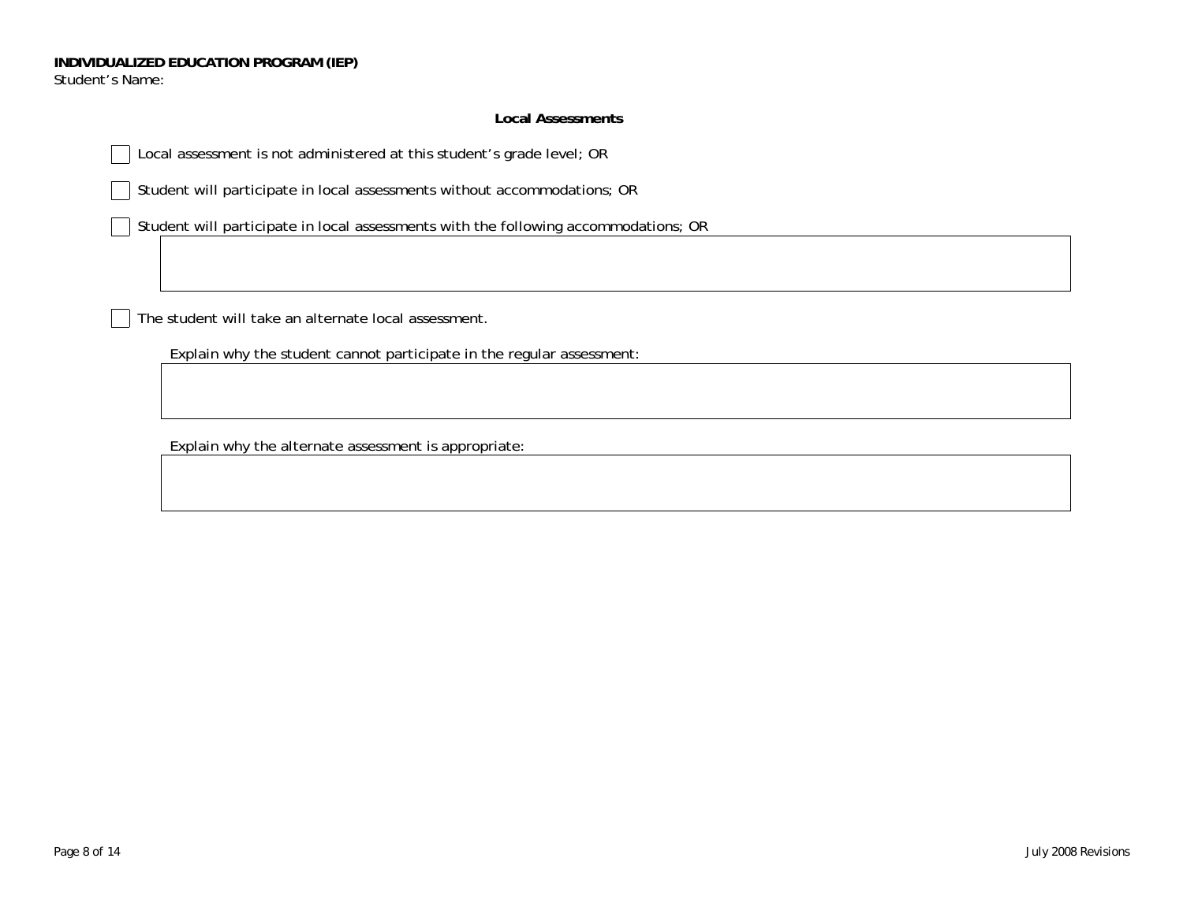**INDIVIDUALIZED EDUCATION PROGRAM (IEP)**
Student's Name:

**Local Assessments**

☐ Local assessment is not administered at this student's grade level; OR

☐ Student will participate in local assessments without accommodations; OR

☐ Student will participate in local assessments with the following accommodations; OR

☐ The student will take an alternate local assessment.

Explain why the student cannot participate in the regular assessment:

Explain why the alternate assessment is appropriate: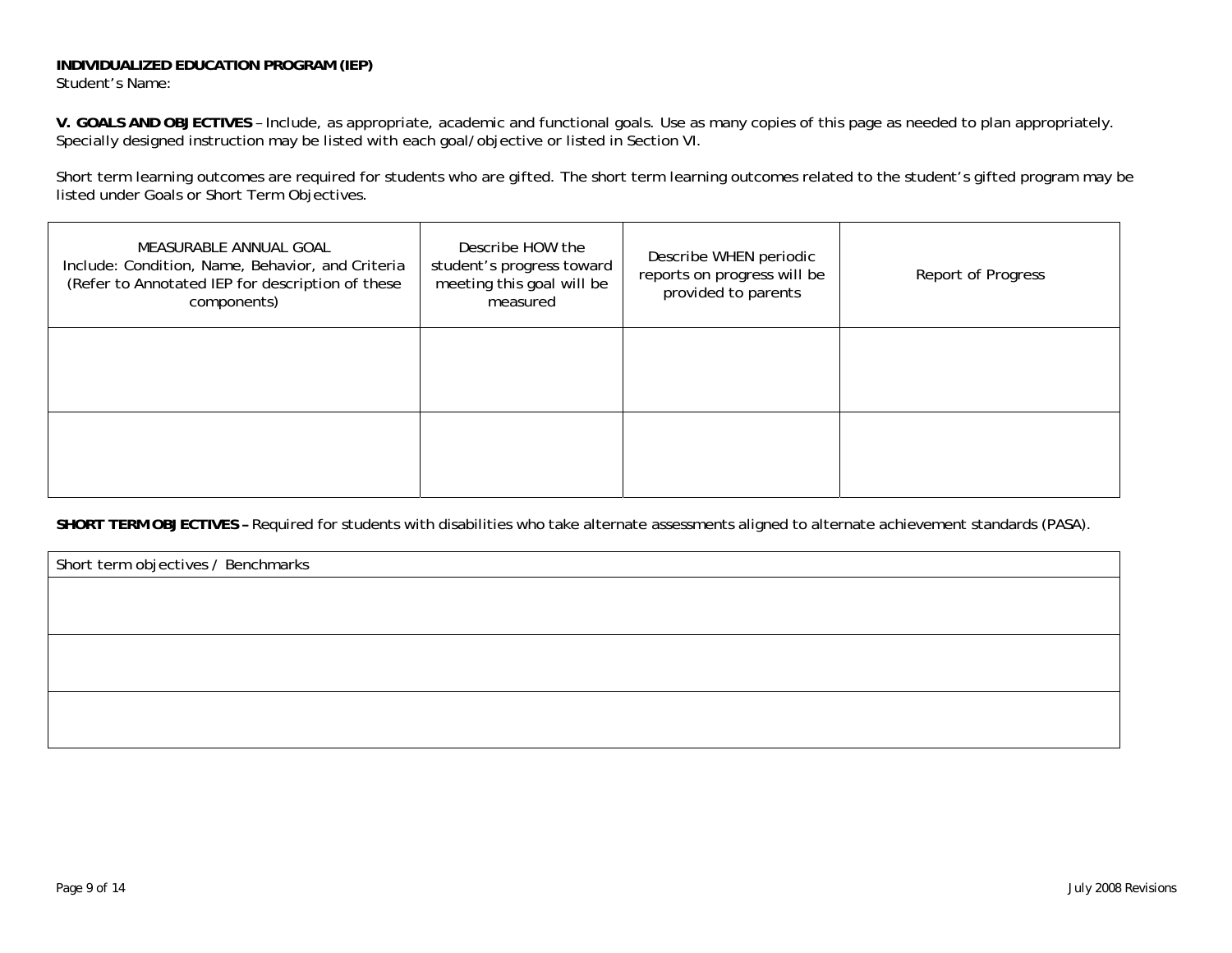**INDIVIDUALIZED EDUCATION PROGRAM (IEP)**
Student's Name:

**V. GOALS AND OBJECTIVES** – Include, as appropriate, academic and functional goals. Use as many copies of this page as needed to plan appropriately. Specially designed instruction may be listed with each goal/objective or listed in Section VI.

Short term learning outcomes are required for students who are gifted. The short term learning outcomes related to the student's gifted program may be listed under Goals or Short Term Objectives.

| MEASURABLE ANNUAL GOAL Include: Condition, Name, Behavior, and Criteria (Refer to Annotated IEP for description of these components) | Describe HOW the student's progress toward meeting this goal will be measured | Describe WHEN periodic reports on progress will be provided to parents | Report of Progress |
|---|---|---|---|
| | | | |
| | | | |

**SHORT TERM OBJECTIVES –** Required for students with disabilities who take alternate assessments aligned to alternate achievement standards (PASA).

| Short term objectives / Benchmarks |
|---|
| |
| |
| |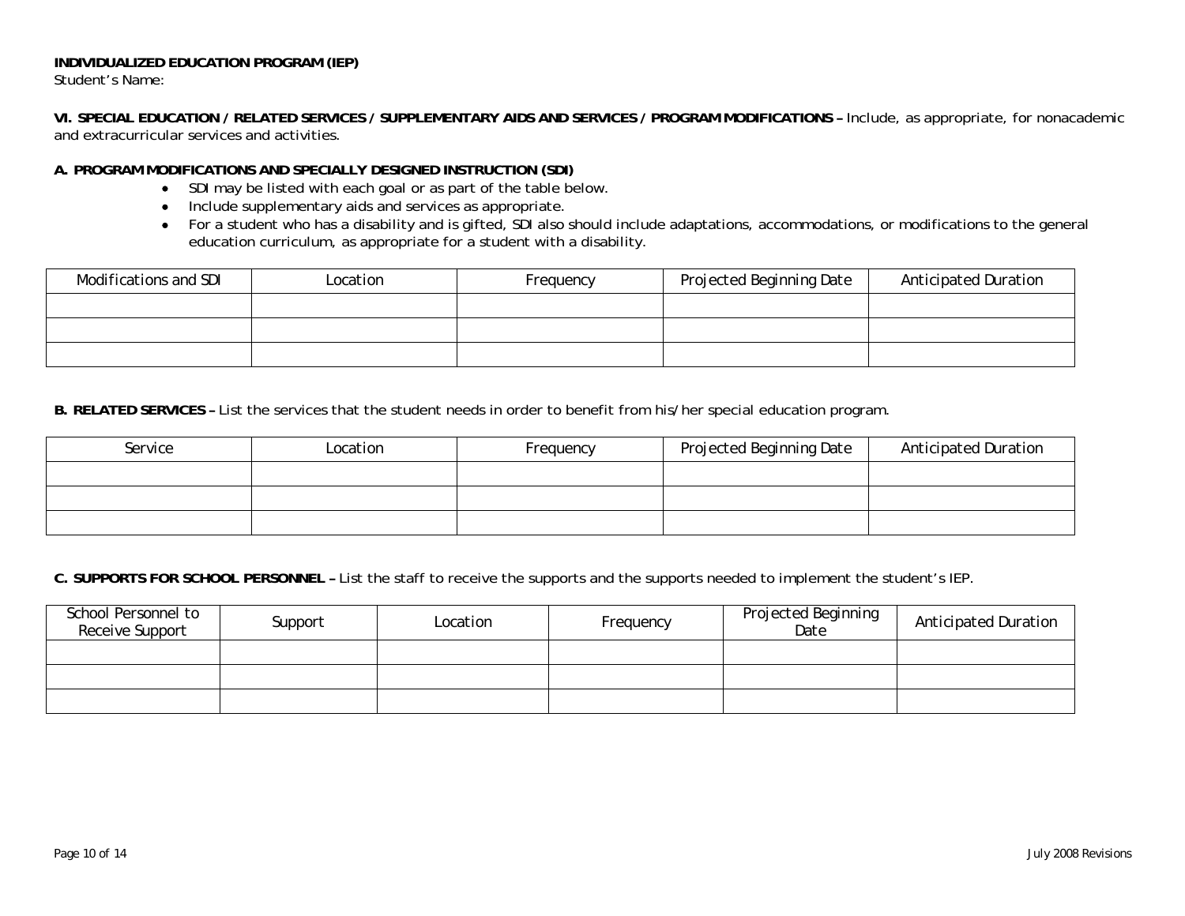**INDIVIDUALIZED EDUCATION PROGRAM (IEP)**

Student's Name:

**VI. SPECIAL EDUCATION / RELATED SERVICES / SUPPLEMENTARY AIDS AND SERVICES / PROGRAM MODIFICATIONS –** Include, as appropriate, for nonacademic and extracurricular services and activities.

**A. PROGRAM MODIFICATIONS AND SPECIALLY DESIGNED INSTRUCTION (SDI)**

- SDI may be listed with each goal or as part of the table below.
- Include supplementary aids and services as appropriate.
- For a student who has a disability and is gifted, SDI also should include adaptations, accommodations, or modifications to the general education curriculum, as appropriate for a student with a disability.

| Modifications and SDI | Location | Frequency | Projected Beginning Date | Anticipated Duration |
|---|---|---|---|---|
| | | | | |
| | | | | |
| | | | | |

**B. RELATED SERVICES –** List the services that the student needs in order to benefit from his/her special education program.

| Service | Location | Frequency | Projected Beginning Date | Anticipated Duration |
|---|---|---|---|---|
| | | | | |
| | | | | |
| | | | | |

**C. SUPPORTS FOR SCHOOL PERSONNEL –** List the staff to receive the supports and the supports needed to implement the student's IEP.

| School Personnel to Receive Support | Support | Location | Frequency | Projected Beginning Date | Anticipated Duration |
|---|---|---|---|---|---|
| | | | | | |
| | | | | | |
| | | | | | |

July 2008 Revisions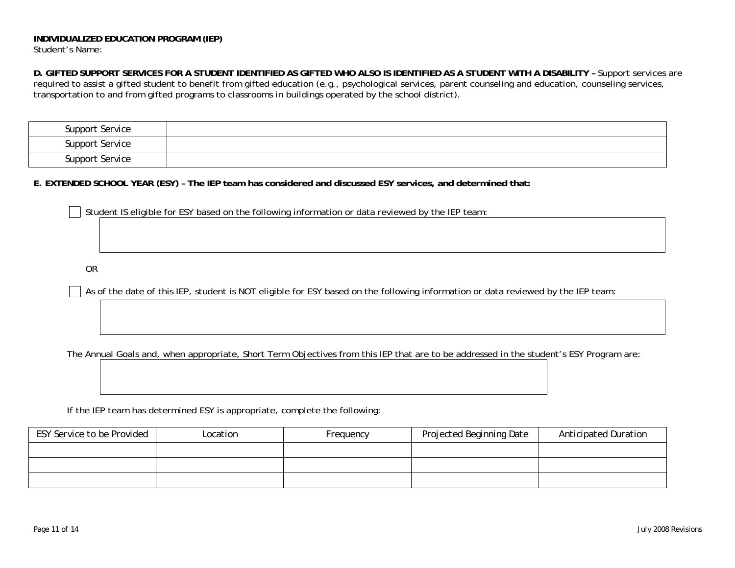**INDIVIDUALIZED EDUCATION PROGRAM (IEP)**
Student's Name:

**D. GIFTED SUPPORT SERVICES FOR A STUDENT IDENTIFIED AS GIFTED WHO ALSO IS IDENTIFIED AS A STUDENT WITH A DISABILITY –** Support services are required to assist a gifted student to benefit from gifted education (e.g., psychological services, parent counseling and education, counseling services, transportation to and from gifted programs to classrooms in buildings operated by the school district).

| | |
|---|---|
| Support Service | |
| Support Service | |
| Support Service | |

**E. EXTENDED SCHOOL YEAR (ESY) – The IEP team has considered and discussed ESY services, and determined that:**

☐ Student IS eligible for ESY based on the following information or data reviewed by the IEP team:

OR

☐ As of the date of this IEP, student is NOT eligible for ESY based on the following information or data reviewed by the IEP team:

The Annual Goals and, when appropriate, Short Term Objectives from this IEP that are to be addressed in the student's ESY Program are:

If the IEP team has determined ESY is appropriate, complete the following:

| ESY Service to be Provided | Location | Frequency | Projected Beginning Date | Anticipated Duration |
|---|---|---|---|---|
| | | | | |
| | | | | |
| | | | | |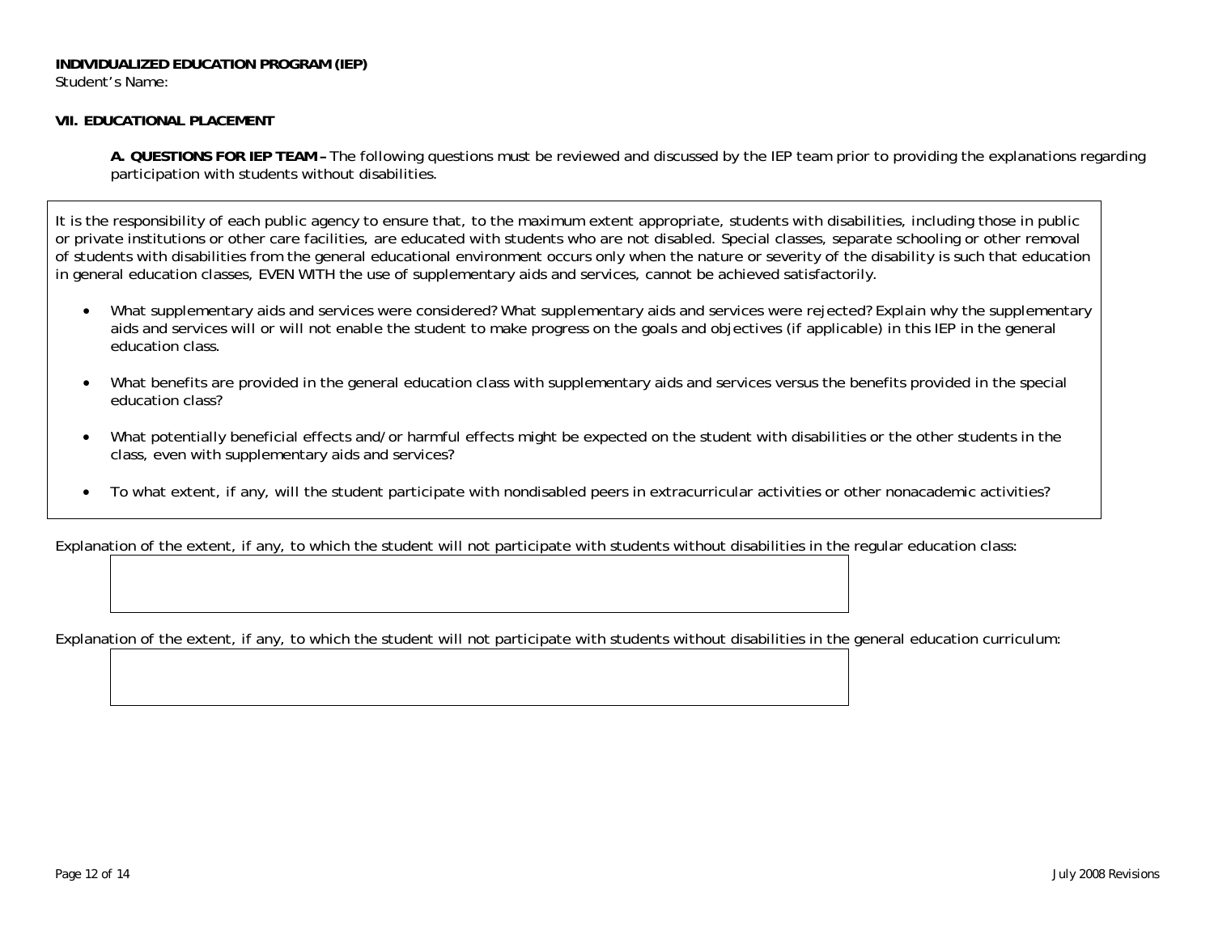**INDIVIDUALIZED EDUCATION PROGRAM (IEP)**
Student's Name:

### VII. EDUCATIONAL PLACEMENT

**A. QUESTIONS FOR IEP TEAM –** The following questions must be reviewed and discussed by the IEP team prior to providing the explanations regarding participation with students without disabilities.

It is the responsibility of each public agency to ensure that, to the maximum extent appropriate, students with disabilities, including those in public or private institutions or other care facilities, are educated with students who are not disabled. Special classes, separate schooling or other removal of students with disabilities from the general educational environment occurs only when the nature or severity of the disability is such that education in general education classes, EVEN WITH the use of supplementary aids and services, cannot be achieved satisfactorily.

- What supplementary aids and services were considered? What supplementary aids and services were rejected? Explain why the supplementary aids and services will or will not enable the student to make progress on the goals and objectives (if applicable) in this IEP in the general education class.
- What benefits are provided in the general education class with supplementary aids and services versus the benefits provided in the special education class?
- What potentially beneficial effects and/or harmful effects might be expected on the student with disabilities or the other students in the class, even with supplementary aids and services?
- To what extent, if any, will the student participate with nondisabled peers in extracurricular activities or other nonacademic activities?

Explanation of the extent, if any, to which the student will not participate with students without disabilities in the regular education class:

Explanation of the extent, if any, to which the student will not participate with students without disabilities in the general education curriculum: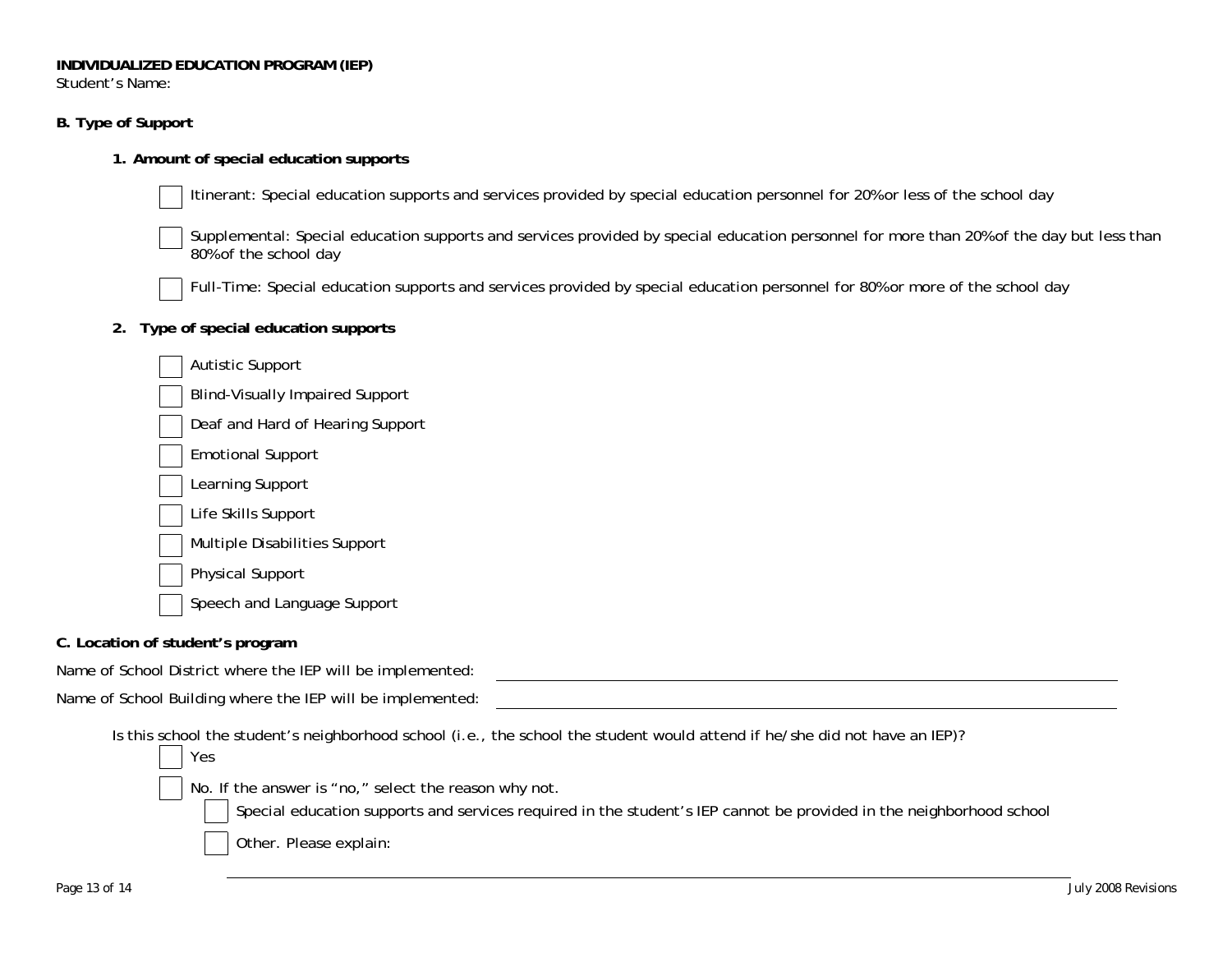**INDIVIDUALIZED EDUCATION PROGRAM (IEP)**

Student's Name:

## B. Type of Support

### 1. Amount of special education supports

- [ ] Itinerant: Special education supports and services provided by special education personnel for 20% or less of the school day
- [ ] Supplemental: Special education supports and services provided by special education personnel for more than 20% of the day but less than 80% of the school day
- [ ] Full-Time: Special education supports and services provided by special education personnel for 80% or more of the school day

### 2. Type of special education supports

- [ ] Autistic Support
- [ ] Blind-Visually Impaired Support
- [ ] Deaf and Hard of Hearing Support
- [ ] Emotional Support
- [ ] Learning Support
- [ ] Life Skills Support
- [ ] Multiple Disabilities Support
- [ ] Physical Support
- [ ] Speech and Language Support

## C. Location of student's program

Name of School District where the IEP will be implemented: ______________________________

Name of School Building where the IEP will be implemented: ______________________________

Is this school the student's neighborhood school (i.e., the school the student would attend if he/she did not have an IEP)?

- [ ] Yes
- [ ] No. If the answer is "no," select the reason why not.
  - [ ] Special education supports and services required in the student's IEP cannot be provided in the neighborhood school
  - [ ] Other. Please explain:

______________________________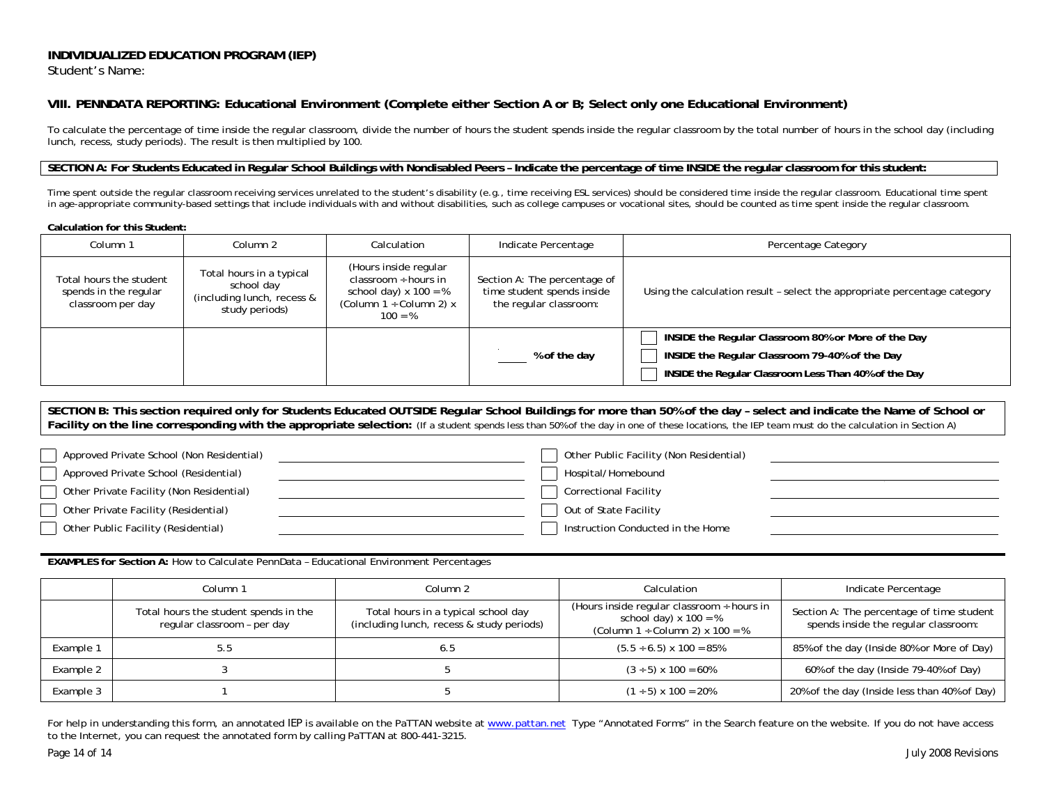**INDIVIDUALIZED EDUCATION PROGRAM (IEP)**

Student's Name:

### VIII. PENNDATA REPORTING: Educational Environment (Complete either Section A or B; Select only one Educational Environment)

To calculate the percentage of time inside the regular classroom, divide the number of hours the student spends inside the regular classroom by the total number of hours in the school day (including lunch, recess, study periods). The result is then multiplied by 100.

**SECTION A: For Students Educated in Regular School Buildings with Nondisabled Peers – Indicate the percentage of time INSIDE the regular classroom for this student:**

Time spent outside the regular classroom receiving services unrelated to the student's disability (e.g., time receiving ESL services) should be considered time inside the regular classroom. Educational time spent in age-appropriate community-based settings that include individuals with and without disabilities, such as college campuses or vocational sites, should be counted as time spent inside the regular classroom.

**Calculation for this Student:**

| Column 1 | Column 2 | Calculation | Indicate Percentage | Percentage Category |
|---|---|---|---|---|
| Total hours the student spends in the regular classroom per day | Total hours in a typical school day (including lunch, recess & study periods) | (Hours inside regular classroom ÷ hours in school day) x 100 = % (Column 1 ÷ Column 2) x 100 = % | Section A: The percentage of time student spends inside the regular classroom: | Using the calculation result – select the appropriate percentage category |
| | | | ______ **% of the day** | ☐ **INSIDE the Regular Classroom 80% or More of the Day**<br>☐ **INSIDE the Regular Classroom 79-40% of the Day**<br>☐ **INSIDE the Regular Classroom Less Than 40% of the Day** |

**SECTION B: This section required only for Students Educated OUTSIDE Regular School Buildings for more than 50% of the day – select and indicate the Name of School or Facility on the line corresponding with the appropriate selection:** (If a student spends less than 50% of the day in one of these locations, the IEP team must do the calculation in Section A)

- ☐ Approved Private School (Non Residential) ____________________
- ☐ Approved Private School (Residential) ____________________
- ☐ Other Private Facility (Non Residential) ____________________
- ☐ Other Private Facility (Residential) ____________________
- ☐ Other Public Facility (Residential) ____________________
- ☐ Other Public Facility (Non Residential) ____________________
- ☐ Hospital/Homebound ____________________
- ☐ Correctional Facility ____________________
- ☐ Out of State Facility ____________________
- ☐ Instruction Conducted in the Home ____________________

**EXAMPLES for Section A:** How to Calculate PennData – Educational Environment Percentages

| | Column 1 | Column 2 | Calculation | Indicate Percentage |
|---|---|---|---|---|
| | Total hours the student spends in the regular classroom – per day | Total hours in a typical school day (including lunch, recess & study periods) | (Hours inside regular classroom ÷ hours in school day) x 100 = % (Column 1 ÷ Column 2) x 100 = % | Section A: The percentage of time student spends inside the regular classroom: |
| Example 1 | 5.5 | 6.5 | (5.5 ÷ 6.5) x 100 = 85% | 85% of the day (Inside 80% or More of Day) |
| Example 2 | 3 | 5 | (3 ÷ 5) x 100 = 60% | 60% of the day (Inside 79-40% of Day) |
| Example 3 | 1 | 5 | (1 ÷ 5) x 100 = 20% | 20% of the day (Inside less than 40% of Day) |

For help in understanding this form, an annotated IEP is available on the PaTTAN website at www.pattan.net Type "Annotated Forms" in the Search feature on the website. If you do not have access to the Internet, you can request the annotated form by calling PaTTAN at 800-441-3215.

July 2008 Revisions